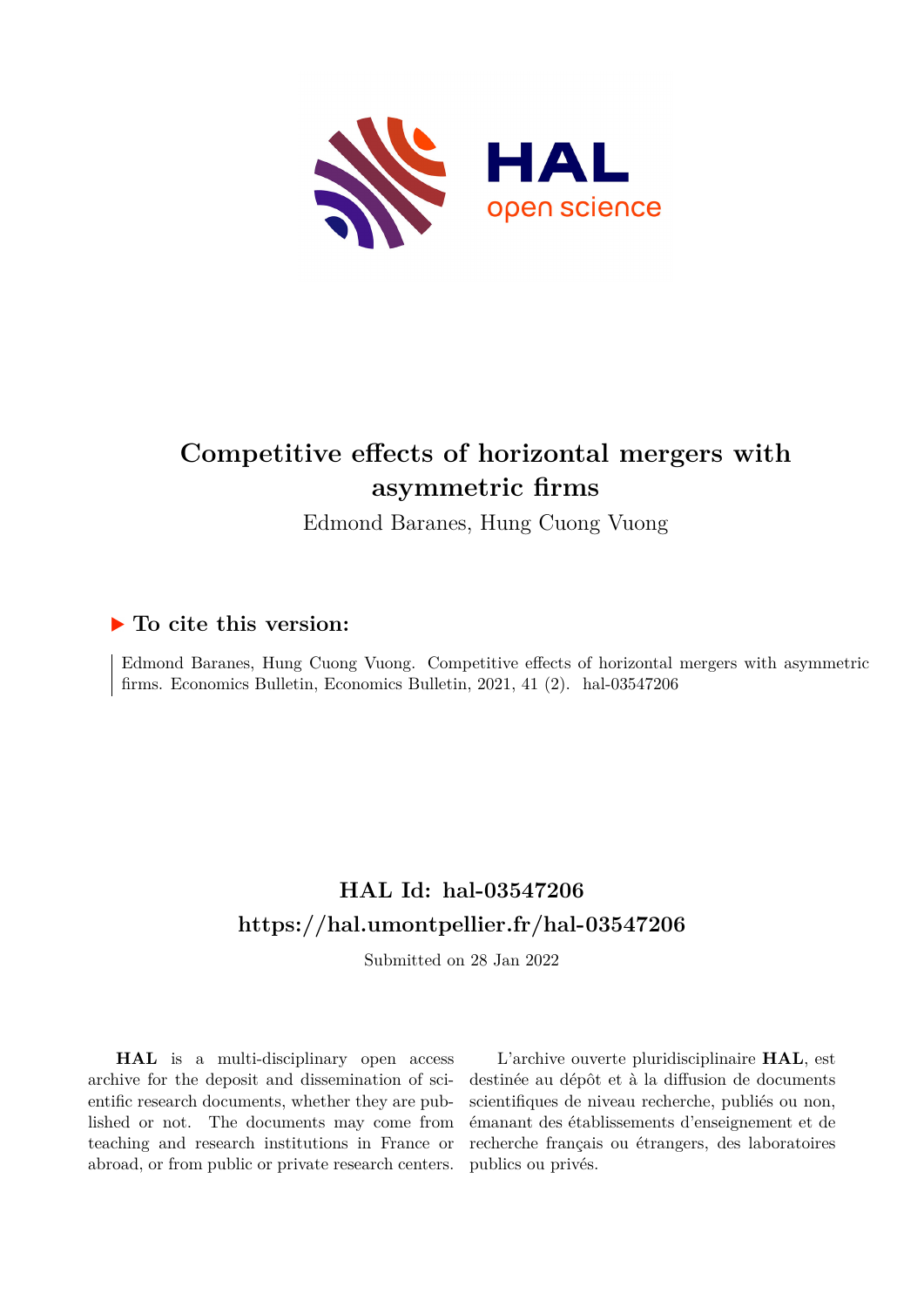# Competitive effects of horizontal mergers with asymmetric firms

Edmond Baranes, Hung Cuong Vuong

## ▶ To cite this version:

Edmond Baranes, Hung Cuong Vuong. Competitive effects of horizontal mergers with asymmetric firms. Economics Bulletin, Economics Bulletin, 2021, 41 (2). hal-03547206

## HAL Id: hal-03547206

## https://hal.umontpellier.fr/hal-03547206

Submitted on 28 Jan 2022

**HAL** is a multi-disciplinary open access archive for the deposit and dissemination of scientific research documents, whether they are published or not. The documents may come from teaching and research institutions in France or abroad, or from public or private research centers.

L'archive ouverte pluridisciplinaire **HAL**, est destinée au dépôt et à la diffusion de documents scientifiques de niveau recherche, publiés ou non, émanant des établissements d'enseignement et de recherche français ou étrangers, des laboratoires publics ou privés.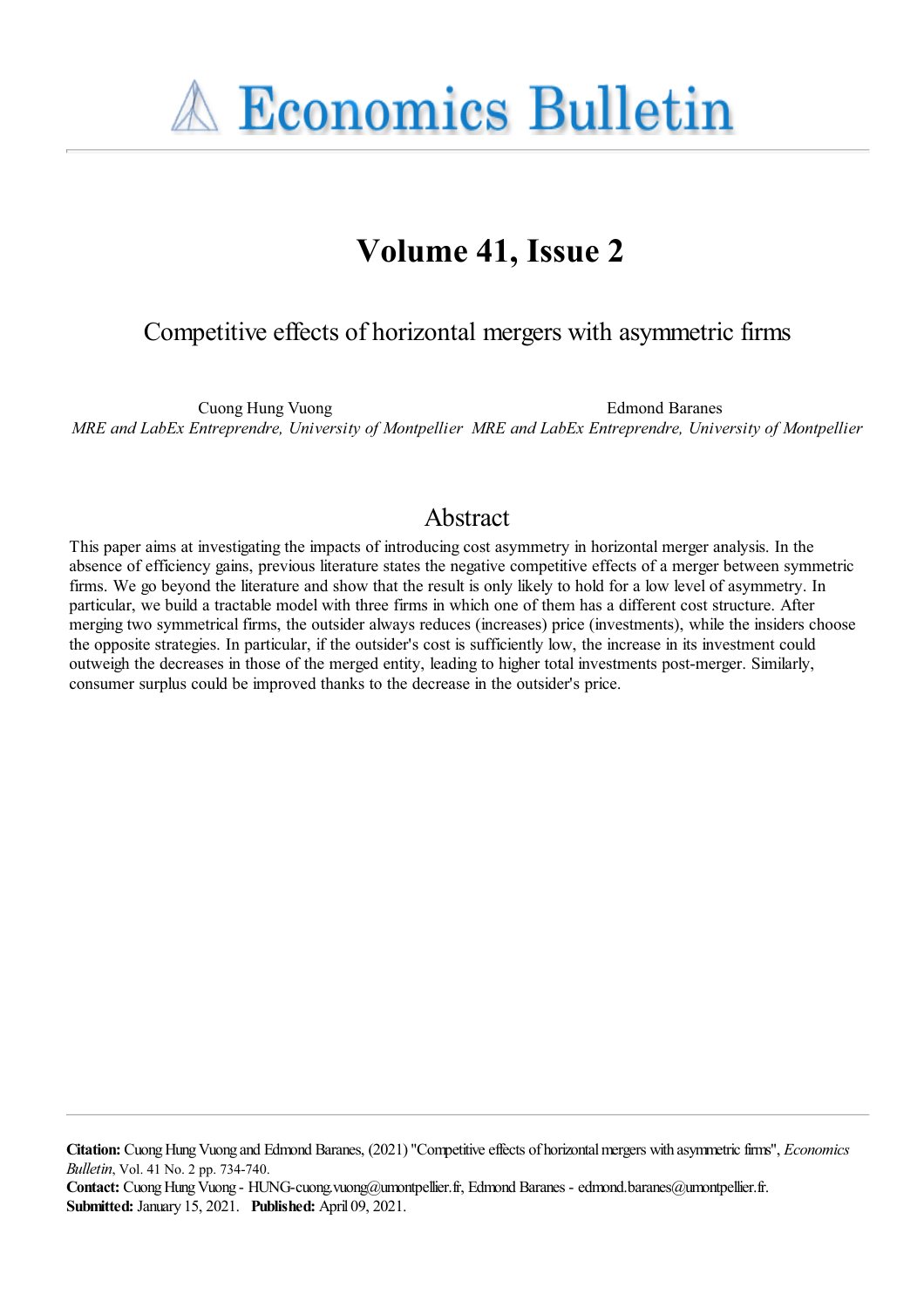# Volume 41, Issue 2

## Competitive effects of horizontal mergers with asymmetric firms

Cuong Hung Vuong
*MRE and LabEx Entreprendre, University of Montpellier*

Edmond Baranes
*MRE and LabEx Entreprendre, University of Montpellier*

## Abstract

This paper aims at investigating the impacts of introducing cost asymmetry in horizontal merger analysis. In the absence of efficiency gains, previous literature states the negative competitive effects of a merger between symmetric firms. We go beyond the literature and show that the result is only likely to hold for a low level of asymmetry. In particular, we build a tractable model with three firms in which one of them has a different cost structure. After merging two symmetrical firms, the outsider always reduces (increases) price (investments), while the insiders choose the opposite strategies. In particular, if the outsider's cost is sufficiently low, the increase in its investment could outweigh the decreases in those of the merged entity, leading to higher total investments post-merger. Similarly, consumer surplus could be improved thanks to the decrease in the outsider's price.

**Citation:** Cuong Hung Vuong and Edmond Baranes, (2021) "Competitive effects of horizontal mergers with asymmetric firms", *Economics Bulletin*, Vol. 41 No. 2 pp. 734-740.
**Contact:** Cuong Hung Vuong - HUNG-cuong.vuong@umontpellier.fr, Edmond Baranes - edmond.baranes@umontpellier.fr.
**Submitted:** January 15, 2021. **Published:** April 09, 2021.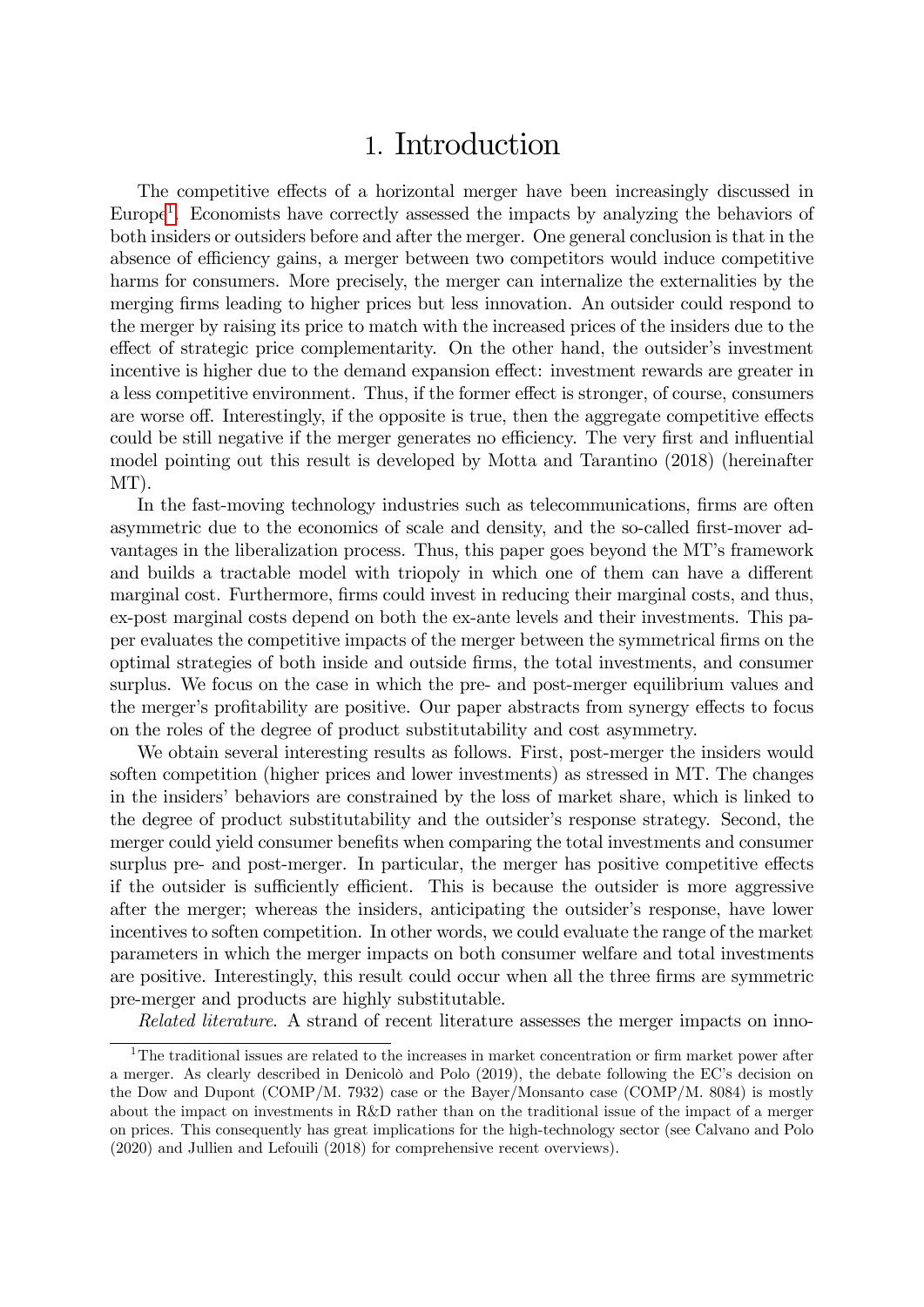# 1. Introduction

The competitive effects of a horizontal merger have been increasingly discussed in Europe[1]. Economists have correctly assessed the impacts by analyzing the behaviors of both insiders or outsiders before and after the merger. One general conclusion is that in the absence of efficiency gains, a merger between two competitors would induce competitive harms for consumers. More precisely, the merger can internalize the externalities by the merging firms leading to higher prices but less innovation. An outsider could respond to the merger by raising its price to match with the increased prices of the insiders due to the effect of strategic price complementarity. On the other hand, the outsider's investment incentive is higher due to the demand expansion effect: investment rewards are greater in a less competitive environment. Thus, if the former effect is stronger, of course, consumers are worse off. Interestingly, if the opposite is true, then the aggregate competitive effects could be still negative if the merger generates no efficiency. The very first and influential model pointing out this result is developed by Motta and Tarantino (2018) (hereinafter MT).

In the fast-moving technology industries such as telecommunications, firms are often asymmetric due to the economics of scale and density, and the so-called first-mover advantages in the liberalization process. Thus, this paper goes beyond the MT's framework and builds a tractable model with triopoly in which one of them can have a different marginal cost. Furthermore, firms could invest in reducing their marginal costs, and thus, ex-post marginal costs depend on both the ex-ante levels and their investments. This paper evaluates the competitive impacts of the merger between the symmetrical firms on the optimal strategies of both inside and outside firms, the total investments, and consumer surplus. We focus on the case in which the pre- and post-merger equilibrium values and the merger's profitability are positive. Our paper abstracts from synergy effects to focus on the roles of the degree of product substitutability and cost asymmetry.

We obtain several interesting results as follows. First, post-merger the insiders would soften competition (higher prices and lower investments) as stressed in MT. The changes in the insiders' behaviors are constrained by the loss of market share, which is linked to the degree of product substitutability and the outsider's response strategy. Second, the merger could yield consumer benefits when comparing the total investments and consumer surplus pre- and post-merger. In particular, the merger has positive competitive effects if the outsider is sufficiently efficient. This is because the outsider is more aggressive after the merger; whereas the insiders, anticipating the outsider's response, have lower incentives to soften competition. In other words, we could evaluate the range of the market parameters in which the merger impacts on both consumer welfare and total investments are positive. Interestingly, this result could occur when all the three firms are symmetric pre-merger and products are highly substitutable.

*Related literature*. A strand of recent literature assesses the merger impacts on inno-

[1] The traditional issues are related to the increases in market concentration or firm market power after a merger. As clearly described in Denicolò and Polo (2019), the debate following the EC's decision on the Dow and Dupont (COMP/M. 7932) case or the Bayer/Monsanto case (COMP/M. 8084) is mostly about the impact on investments in R&D rather than on the traditional issue of the impact of a merger on prices. This consequently has great implications for the high-technology sector (see Calvano and Polo (2020) and Jullien and Lefouili (2018) for comprehensive recent overviews).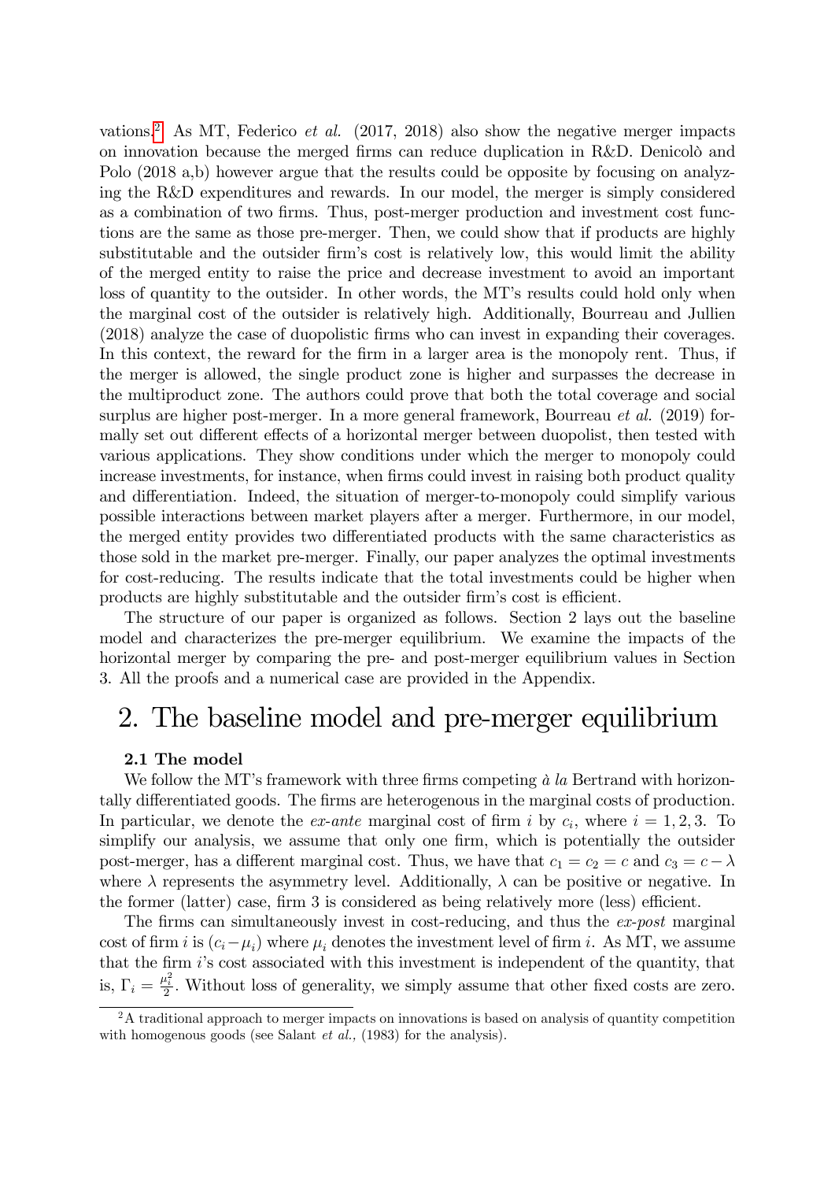vations.[2] As MT, Federico *et al.* (2017, 2018) also show the negative merger impacts on innovation because the merged firms can reduce duplication in R&D. Denicolò and Polo (2018 a,b) however argue that the results could be opposite by focusing on analyzing the R&D expenditures and rewards. In our model, the merger is simply considered as a combination of two firms. Thus, post-merger production and investment cost functions are the same as those pre-merger. Then, we could show that if products are highly substitutable and the outsider firm's cost is relatively low, this would limit the ability of the merged entity to raise the price and decrease investment to avoid an important loss of quantity to the outsider. In other words, the MT's results could hold only when the marginal cost of the outsider is relatively high. Additionally, Bourreau and Jullien (2018) analyze the case of duopolistic firms who can invest in expanding their coverages. In this context, the reward for the firm in a larger area is the monopoly rent. Thus, if the merger is allowed, the single product zone is higher and surpasses the decrease in the multiproduct zone. The authors could prove that both the total coverage and social surplus are higher post-merger. In a more general framework, Bourreau *et al.* (2019) formally set out different effects of a horizontal merger between duopolist, then tested with various applications. They show conditions under which the merger to monopoly could increase investments, for instance, when firms could invest in raising both product quality and differentiation. Indeed, the situation of merger-to-monopoly could simplify various possible interactions between market players after a merger. Furthermore, in our model, the merged entity provides two differentiated products with the same characteristics as those sold in the market pre-merger. Finally, our paper analyzes the optimal investments for cost-reducing. The results indicate that the total investments could be higher when products are highly substitutable and the outsider firm's cost is efficient.

The structure of our paper is organized as follows. Section 2 lays out the baseline model and characterizes the pre-merger equilibrium. We examine the impacts of the horizontal merger by comparing the pre- and post-merger equilibrium values in Section 3. All the proofs and a numerical case are provided in the Appendix.

# 2. The baseline model and pre-merger equilibrium

### 2.1 The model

We follow the MT's framework with three firms competing *à la* Bertrand with horizontally differentiated goods. The firms are heterogenous in the marginal costs of production. In particular, we denote the *ex-ante* marginal cost of firm $i$ by $c_i$, where $i = 1, 2, 3$. To simplify our analysis, we assume that only one firm, which is potentially the outsider post-merger, has a different marginal cost. Thus, we have that $c_1 = c_2 = c$ and $c_3 = c - \lambda$ where $\lambda$ represents the asymmetry level. Additionally, $\lambda$ can be positive or negative. In the former (latter) case, firm 3 is considered as being relatively more (less) efficient.

The firms can simultaneously invest in cost-reducing, and thus the *ex-post* marginal cost of firm $i$ is $(c_i - \mu_i)$ where $\mu_i$ denotes the investment level of firm $i$. As MT, we assume that the firm $i$'s cost associated with this investment is independent of the quantity, that is, $\Gamma_i = \frac{\mu_i^2}{2}$. Without loss of generality, we simply assume that other fixed costs are zero.

[2] A traditional approach to merger impacts on innovations is based on analysis of quantity competition with homogenous goods (see Salant *et al.,* (1983) for the analysis).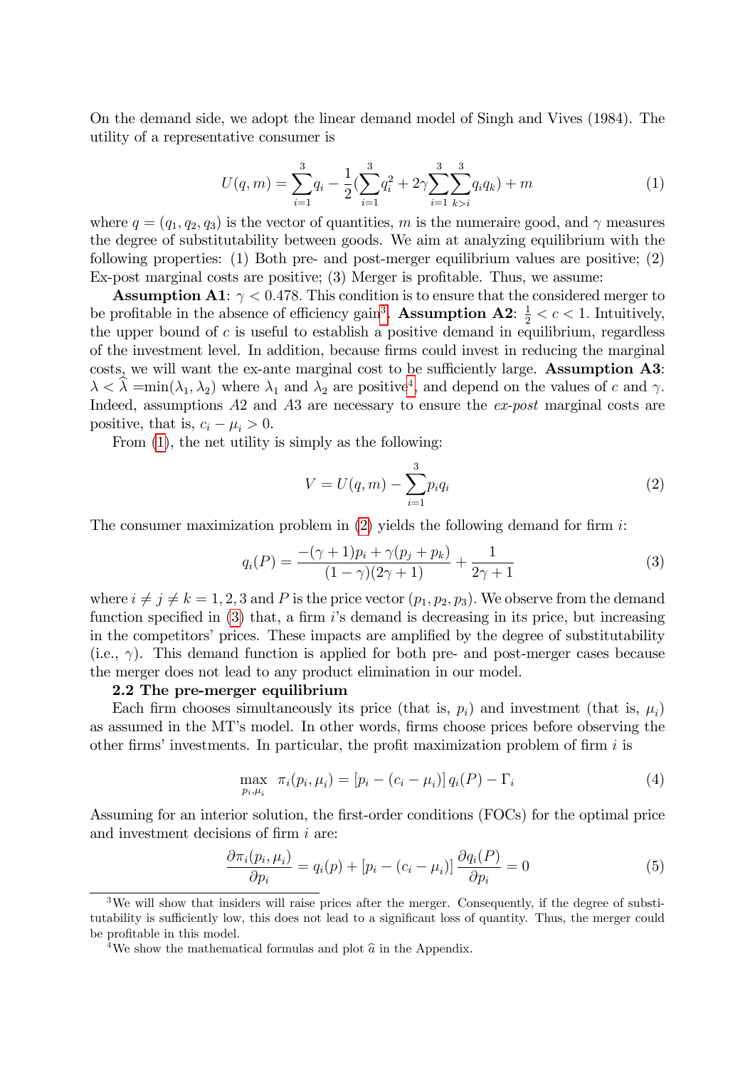On the demand side, we adopt the linear demand model of Singh and Vives (1984). The utility of a representative consumer is

$$U(q,m) = \sum_{i=1}^{3} q_i - \frac{1}{2}\left(\sum_{i=1}^{3} q_i^2 + 2\gamma \sum_{i=1}^{3}\sum_{k>i}^{3} q_i q_k\right) + m \tag{1}$$

where $q = (q_1, q_2, q_3)$ is the vector of quantities, $m$ is the numeraire good, and $\gamma$ measures the degree of substitutability between goods. We aim at analyzing equilibrium with the following properties: (1) Both pre- and post-merger equilibrium values are positive; (2) Ex-post marginal costs are positive; (3) Merger is profitable. Thus, we assume:

**Assumption A1**: $\gamma < 0.478$. This condition is to ensure that the considered merger to be profitable in the absence of efficiency gain[3]. **Assumption A2**: $\frac{1}{2} < c < 1$. Intuitively, the upper bound of $c$ is useful to establish a positive demand in equilibrium, regardless of the investment level. In addition, because firms could invest in reducing the marginal costs, we will want the ex-ante marginal cost to be sufficiently large. **Assumption A3**: $\lambda < \widehat{\lambda} = \min(\lambda_1, \lambda_2)$ where $\lambda_1$ and $\lambda_2$ are positive[4], and depend on the values of $c$ and $\gamma$. Indeed, assumptions *A*2 and *A*3 are necessary to ensure the *ex-post* marginal costs are positive, that is, $c_i - \mu_i > 0$.

From (1), the net utility is simply as the following:

$$V = U(q,m) - \sum_{i=1}^{3} p_i q_i \tag{2}$$

The consumer maximization problem in (2) yields the following demand for firm $i$:

$$q_i(P) = \frac{-(\gamma+1)p_i + \gamma(p_j + p_k)}{(1-\gamma)(2\gamma+1)} + \frac{1}{2\gamma+1} \tag{3}$$

where $i \neq j \neq k = 1, 2, 3$ and $P$ is the price vector $(p_1, p_2, p_3)$. We observe from the demand function specified in (3) that, a firm $i$'s demand is decreasing in its price, but increasing in the competitors' prices. These impacts are amplified by the degree of substitutability (i.e., $\gamma$). This demand function is applied for both pre- and post-merger cases because the merger does not lead to any product elimination in our model.

### 2.2 The pre-merger equilibrium

Each firm chooses simultaneously its price (that is, $p_i$) and investment (that is, $\mu_i$) as assumed in the MT's model. In other words, firms choose prices before observing the other firms' investments. In particular, the profit maximization problem of firm $i$ is

$$\max_{p_i, \mu_i} \; \pi_i(p_i, \mu_i) = \left[p_i - (c_i - \mu_i)\right] q_i(P) - \Gamma_i \tag{4}$$

Assuming for an interior solution, the first-order conditions (FOCs) for the optimal price and investment decisions of firm $i$ are:

$$\frac{\partial \pi_i(p_i, \mu_i)}{\partial p_i} = q_i(p) + \left[p_i - (c_i - \mu_i)\right] \frac{\partial q_i(P)}{\partial p_i} = 0 \tag{5}$$

---

[3] We will show that insiders will raise prices after the merger. Consequently, if the degree of substitutability is sufficiently low, this does not lead to a significant loss of quantity. Thus, the merger could be profitable in this model.

[4] We show the mathematical formulas and plot $\widehat{a}$ in the Appendix.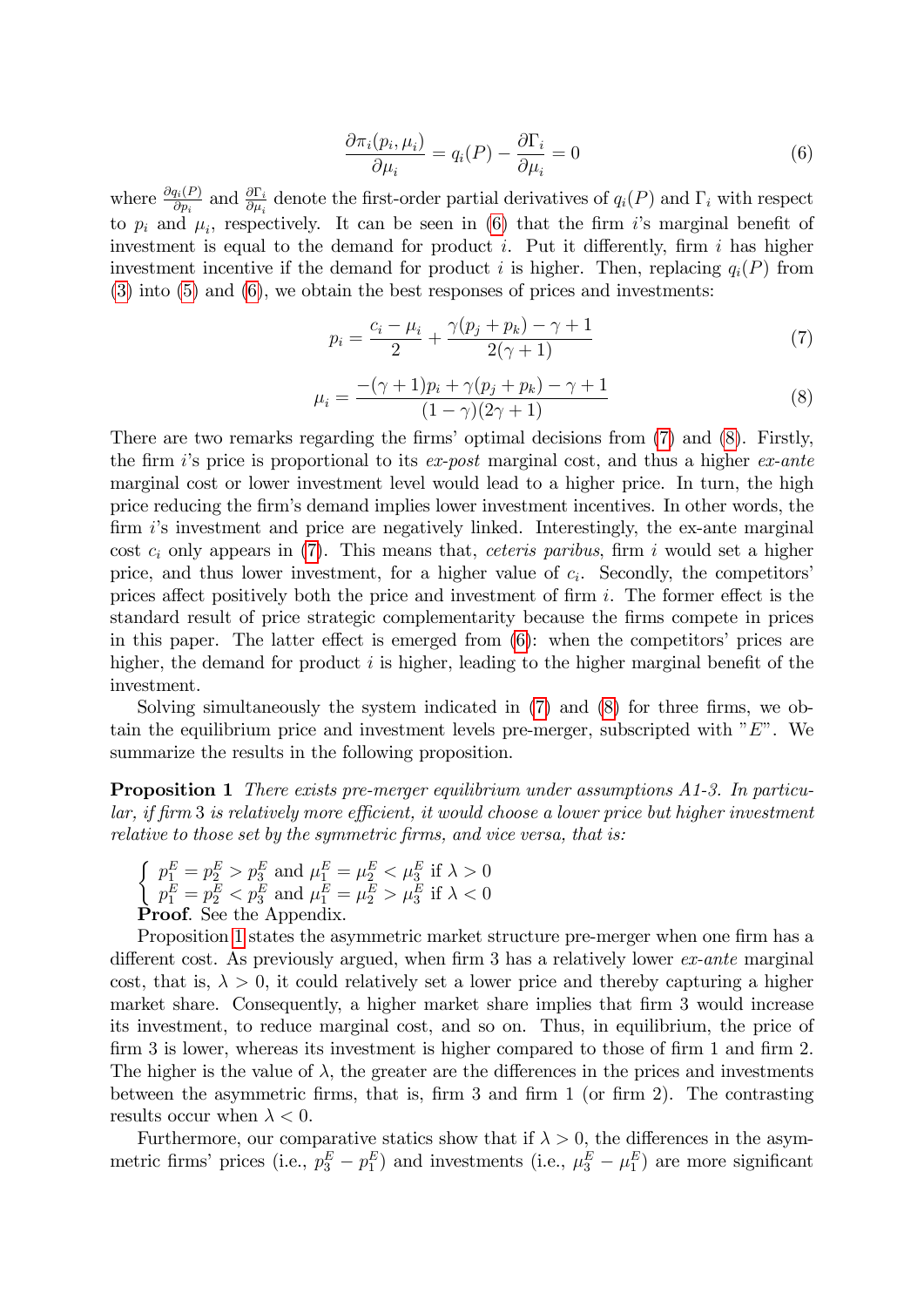$$\frac{\partial \pi_i(p_i, \mu_i)}{\partial \mu_i} = q_i(P) - \frac{\partial \Gamma_i}{\partial \mu_i} = 0 \tag{6}$$

where $\frac{\partial q_i(P)}{\partial p_i}$ and $\frac{\partial \Gamma_i}{\partial \mu_i}$ denote the first-order partial derivatives of $q_i(P)$ and $\Gamma_i$ with respect to $p_i$ and $\mu_i$, respectively. It can be seen in (6) that the firm $i$'s marginal benefit of investment is equal to the demand for product $i$. Put it differently, firm $i$ has higher investment incentive if the demand for product $i$ is higher. Then, replacing $q_i(P)$ from (3) into (5) and (6), we obtain the best responses of prices and investments:

$$p_i = \frac{c_i - \mu_i}{2} + \frac{\gamma(p_j + p_k) - \gamma + 1}{2(\gamma + 1)} \tag{7}$$

$$\mu_i = \frac{-(\gamma + 1)p_i + \gamma(p_j + p_k) - \gamma + 1}{(1 - \gamma)(2\gamma + 1)} \tag{8}$$

There are two remarks regarding the firms' optimal decisions from (7) and (8). Firstly, the firm $i$'s price is proportional to its *ex-post* marginal cost, and thus a higher *ex-ante* marginal cost or lower investment level would lead to a higher price. In turn, the high price reducing the firm's demand implies lower investment incentives. In other words, the firm $i$'s investment and price are negatively linked. Interestingly, the ex-ante marginal cost $c_i$ only appears in (7). This means that, *ceteris paribus*, firm $i$ would set a higher price, and thus lower investment, for a higher value of $c_i$. Secondly, the competitors' prices affect positively both the price and investment of firm $i$. The former effect is the standard result of price strategic complementarity because the firms compete in prices in this paper. The latter effect is emerged from (6): when the competitors' prices are higher, the demand for product $i$ is higher, leading to the higher marginal benefit of the investment.

Solving simultaneously the system indicated in (7) and (8) for three firms, we obtain the equilibrium price and investment levels pre-merger, subscripted with "$E$". We summarize the results in the following proposition.

**Proposition 1** *There exists pre-merger equilibrium under assumptions A1-3. In particular, if firm* 3 *is relatively more efficient, it would choose a lower price but higher investment relative to those set by the symmetric firms, and vice versa, that is:*

$$\begin{cases} p_1^E = p_2^E > p_3^E \text{ and } \mu_1^E = \mu_2^E < \mu_3^E \text{ if } \lambda > 0 \\ p_1^E = p_2^E < p_3^E \text{ and } \mu_1^E = \mu_2^E > \mu_3^E \text{ if } \lambda < 0 \end{cases}$$

**Proof**. See the Appendix.

Proposition 1 states the asymmetric market structure pre-merger when one firm has a different cost. As previously argued, when firm 3 has a relatively lower *ex-ante* marginal cost, that is, $\lambda > 0$, it could relatively set a lower price and thereby capturing a higher market share. Consequently, a higher market share implies that firm 3 would increase its investment, to reduce marginal cost, and so on. Thus, in equilibrium, the price of firm 3 is lower, whereas its investment is higher compared to those of firm 1 and firm 2. The higher is the value of $\lambda$, the greater are the differences in the prices and investments between the asymmetric firms, that is, firm 3 and firm 1 (or firm 2). The contrasting results occur when $\lambda < 0$.

Furthermore, our comparative statics show that if $\lambda > 0$, the differences in the asymmetric firms' prices (i.e., $p_3^E - p_1^E$) and investments (i.e., $\mu_3^E - \mu_1^E$) are more significant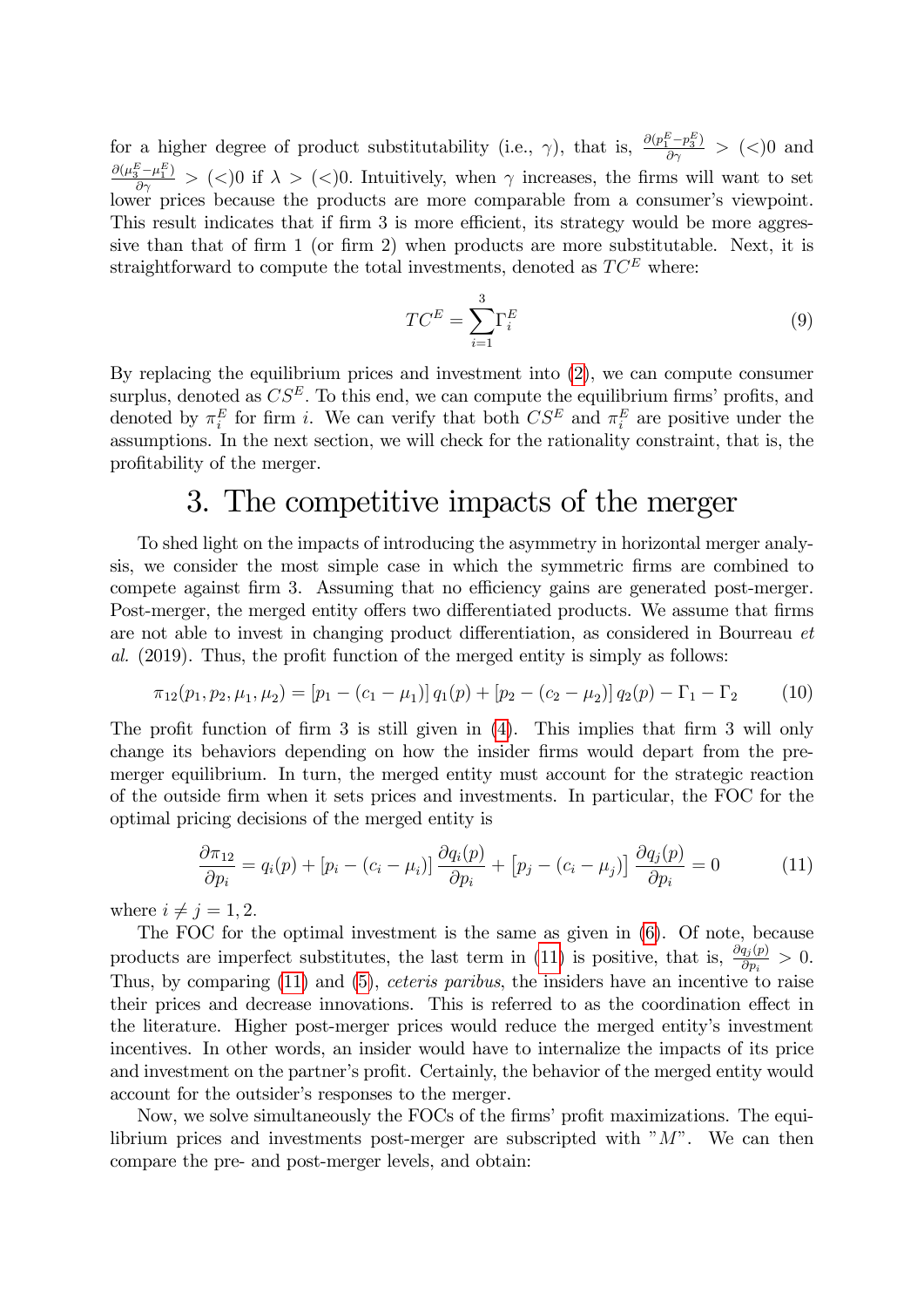for a higher degree of product substitutability (i.e., $\gamma$), that is, $\frac{\partial(p_1^E - p_3^E)}{\partial\gamma} > (<)0$ and $\frac{\partial(\mu_3^E - \mu_1^E)}{\partial\gamma} > (<)0$ if $\lambda > (<)0$. Intuitively, when $\gamma$ increases, the firms will want to set lower prices because the products are more comparable from a consumer's viewpoint. This result indicates that if firm 3 is more efficient, its strategy would be more aggressive than that of firm 1 (or firm 2) when products are more substitutable. Next, it is straightforward to compute the total investments, denoted as $TC^E$ where:

$$TC^E = \sum_{i=1}^{3} \Gamma_i^E \tag{9}$$

By replacing the equilibrium prices and investment into (2), we can compute consumer surplus, denoted as $CS^E$. To this end, we can compute the equilibrium firms' profits, and denoted by $\pi_i^E$ for firm $i$. We can verify that both $CS^E$ and $\pi_i^E$ are positive under the assumptions. In the next section, we will check for the rationality constraint, that is, the profitability of the merger.

# 3. The competitive impacts of the merger

To shed light on the impacts of introducing the asymmetry in horizontal merger analysis, we consider the most simple case in which the symmetric firms are combined to compete against firm 3. Assuming that no efficiency gains are generated post-merger. Post-merger, the merged entity offers two differentiated products. We assume that firms are not able to invest in changing product differentiation, as considered in Bourreau *et al.* (2019). Thus, the profit function of the merged entity is simply as follows:

$$\pi_{12}(p_1, p_2, \mu_1, \mu_2) = [p_1 - (c_1 - \mu_1)]\, q_1(p) + [p_2 - (c_2 - \mu_2)]\, q_2(p) - \Gamma_1 - \Gamma_2 \tag{10}$$

The profit function of firm 3 is still given in (4). This implies that firm 3 will only change its behaviors depending on how the insider firms would depart from the pre-merger equilibrium. In turn, the merged entity must account for the strategic reaction of the outside firm when it sets prices and investments. In particular, the FOC for the optimal pricing decisions of the merged entity is

$$\frac{\partial \pi_{12}}{\partial p_i} = q_i(p) + [p_i - (c_i - \mu_i)]\, \frac{\partial q_i(p)}{\partial p_i} + \left[p_j - (c_i - \mu_j)\right] \frac{\partial q_j(p)}{\partial p_i} = 0 \tag{11}$$

where $i \neq j = 1, 2$.

The FOC for the optimal investment is the same as given in (6). Of note, because products are imperfect substitutes, the last term in (11) is positive, that is, $\frac{\partial q_j(p)}{\partial p_i} > 0$. Thus, by comparing (11) and (5), *ceteris paribus*, the insiders have an incentive to raise their prices and decrease innovations. This is referred to as the coordination effect in the literature. Higher post-merger prices would reduce the merged entity's investment incentives. In other words, an insider would have to internalize the impacts of its price and investment on the partner's profit. Certainly, the behavior of the merged entity would account for the outsider's responses to the merger.

Now, we solve simultaneously the FOCs of the firms' profit maximizations. The equilibrium prices and investments post-merger are subscripted with "$M$". We can then compare the pre- and post-merger levels, and obtain: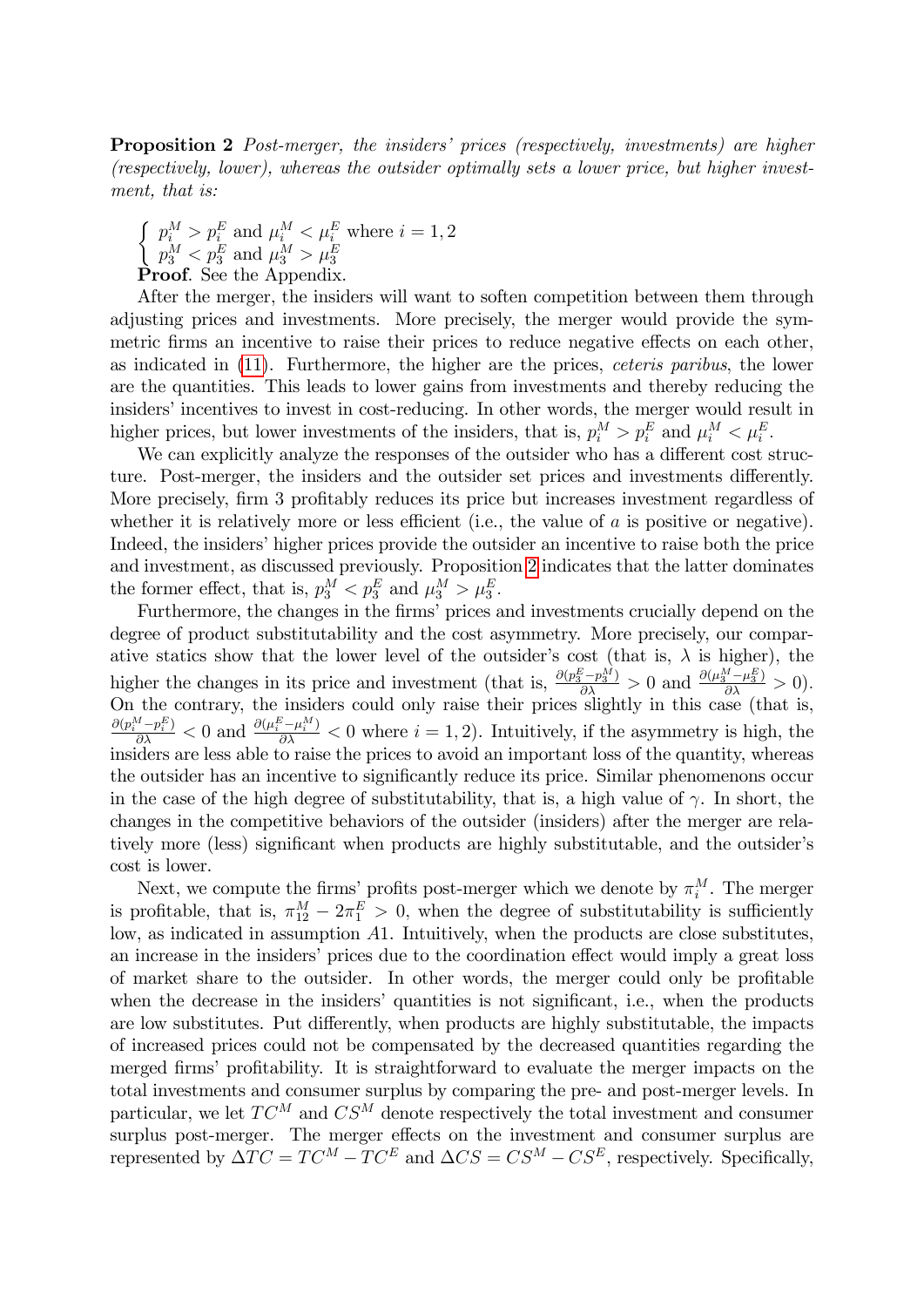**Proposition 2** *Post-merger, the insiders' prices (respectively, investments) are higher (respectively, lower), whereas the outsider optimally sets a lower price, but higher investment, that is:*

$$\begin{cases} p_i^M > p_i^E \text{ and } \mu_i^M < \mu_i^E \text{ where } i = 1, 2 \\ p_3^M < p_3^E \text{ and } \mu_3^M > \mu_3^E \end{cases}$$

**Proof**. See the Appendix.

After the merger, the insiders will want to soften competition between them through adjusting prices and investments. More precisely, the merger would provide the symmetric firms an incentive to raise their prices to reduce negative effects on each other, as indicated in (11). Furthermore, the higher are the prices, *ceteris paribus*, the lower are the quantities. This leads to lower gains from investments and thereby reducing the insiders' incentives to invest in cost-reducing. In other words, the merger would result in higher prices, but lower investments of the insiders, that is, $p_i^M > p_i^E$ and $\mu_i^M < \mu_i^E$.

We can explicitly analyze the responses of the outsider who has a different cost structure. Post-merger, the insiders and the outsider set prices and investments differently. More precisely, firm 3 profitably reduces its price but increases investment regardless of whether it is relatively more or less efficient (i.e., the value of $a$ is positive or negative). Indeed, the insiders' higher prices provide the outsider an incentive to raise both the price and investment, as discussed previously. Proposition 2 indicates that the latter dominates the former effect, that is, $p_3^M < p_3^E$ and $\mu_3^M > \mu_3^E$.

Furthermore, the changes in the firms' prices and investments crucially depend on the degree of product substitutability and the cost asymmetry. More precisely, our comparative statics show that the lower level of the outsider's cost (that is, $\lambda$ is higher), the higher the changes in its price and investment (that is, $\frac{\partial(p_3^E - p_3^M)}{\partial\lambda} > 0$ and $\frac{\partial(\mu_3^M - \mu_3^E)}{\partial\lambda} > 0$). On the contrary, the insiders could only raise their prices slightly in this case (that is, $\frac{\partial(p_i^M - p_i^E)}{\partial\lambda} < 0$ and $\frac{\partial(\mu_i^E - \mu_i^M)}{\partial\lambda} < 0$ where $i = 1, 2$). Intuitively, if the asymmetry is high, the insiders are less able to raise the prices to avoid an important loss of the quantity, whereas the outsider has an incentive to significantly reduce its price. Similar phenomenons occur in the case of the high degree of substitutability, that is, a high value of $\gamma$. In short, the changes in the competitive behaviors of the outsider (insiders) after the merger are relatively more (less) significant when products are highly substitutable, and the outsider's cost is lower.

Next, we compute the firms' profits post-merger which we denote by $\pi_i^M$. The merger is profitable, that is, $\pi_{12}^M - 2\pi_1^E > 0$, when the degree of substitutability is sufficiently low, as indicated in assumption $A1$. Intuitively, when the products are close substitutes, an increase in the insiders' prices due to the coordination effect would imply a great loss of market share to the outsider. In other words, the merger could only be profitable when the decrease in the insiders' quantities is not significant, i.e., when the products are low substitutes. Put differently, when products are highly substitutable, the impacts of increased prices could not be compensated by the decreased quantities regarding the merged firms' profitability. It is straightforward to evaluate the merger impacts on the total investments and consumer surplus by comparing the pre- and post-merger levels. In particular, we let $TC^M$ and $CS^M$ denote respectively the total investment and consumer surplus post-merger. The merger effects on the investment and consumer surplus are represented by $\Delta TC = TC^M - TC^E$ and $\Delta CS = CS^M - CS^E$, respectively. Specifically,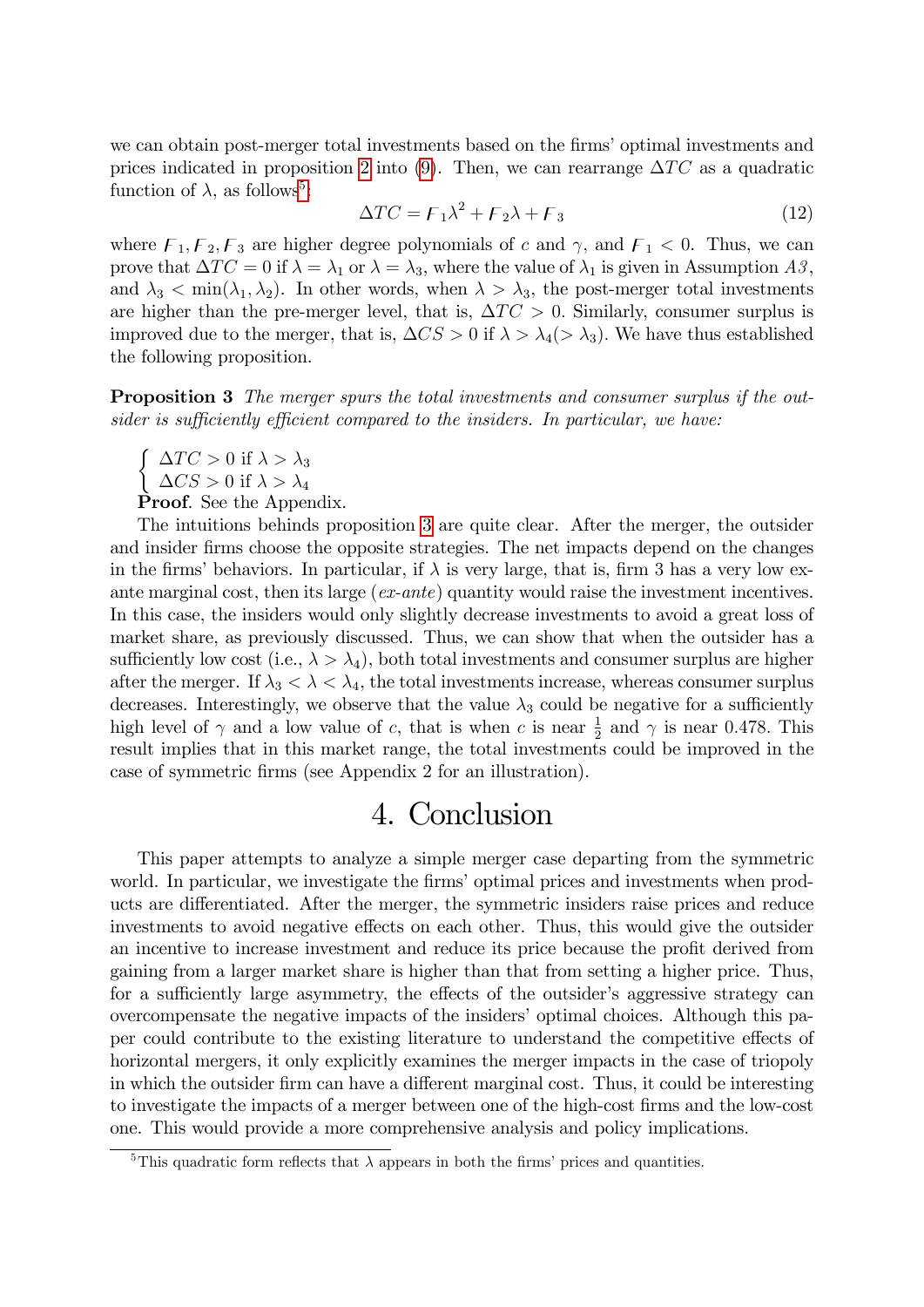we can obtain post-merger total investments based on the firms' optimal investments and prices indicated in proposition 2 into (9). Then, we can rearrange $\Delta TC$ as a quadratic function of $\lambda$, as follows[5]:

$$\Delta TC = F_1\lambda^2 + F_2\lambda + F_3 \tag{12}$$

where $F_1, F_2, F_3$ are higher degree polynomials of $c$ and $\gamma$, and $F_1 < 0$. Thus, we can prove that $\Delta TC = 0$ if $\lambda = \lambda_1$ or $\lambda = \lambda_3$, where the value of $\lambda_1$ is given in Assumption *A3*, and $\lambda_3 < \min(\lambda_1, \lambda_2)$. In other words, when $\lambda > \lambda_3$, the post-merger total investments are higher than the pre-merger level, that is, $\Delta TC > 0$. Similarly, consumer surplus is improved due to the merger, that is, $\Delta CS > 0$ if $\lambda > \lambda_4 (> \lambda_3)$. We have thus established the following proposition.

**Proposition 3** *The merger spurs the total investments and consumer surplus if the outsider is sufficiently efficient compared to the insiders. In particular, we have:*

$$\begin{cases} \Delta TC > 0 \text{ if } \lambda > \lambda_3 \\ \Delta CS > 0 \text{ if } \lambda > \lambda_4 \end{cases}$$

**Proof**. See the Appendix.

The intuitions behinds proposition 3 are quite clear. After the merger, the outsider and insider firms choose the opposite strategies. The net impacts depend on the changes in the firms' behaviors. In particular, if $\lambda$ is very large, that is, firm 3 has a very low ex-ante marginal cost, then its large (*ex-ante*) quantity would raise the investment incentives. In this case, the insiders would only slightly decrease investments to avoid a great loss of market share, as previously discussed. Thus, we can show that when the outsider has a sufficiently low cost (i.e., $\lambda > \lambda_4$), both total investments and consumer surplus are higher after the merger. If $\lambda_3 < \lambda < \lambda_4$, the total investments increase, whereas consumer surplus decreases. Interestingly, we observe that the value $\lambda_3$ could be negative for a sufficiently high level of $\gamma$ and a low value of $c$, that is when $c$ is near $\frac{1}{2}$ and $\gamma$ is near 0.478. This result implies that in this market range, the total investments could be improved in the case of symmetric firms (see Appendix 2 for an illustration).

# 4. Conclusion

This paper attempts to analyze a simple merger case departing from the symmetric world. In particular, we investigate the firms' optimal prices and investments when products are differentiated. After the merger, the symmetric insiders raise prices and reduce investments to avoid negative effects on each other. Thus, this would give the outsider an incentive to increase investment and reduce its price because the profit derived from gaining from a larger market share is higher than that from setting a higher price. Thus, for a sufficiently large asymmetry, the effects of the outsider's aggressive strategy can overcompensate the negative impacts of the insiders' optimal choices. Although this paper could contribute to the existing literature to understand the competitive effects of horizontal mergers, it only explicitly examines the merger impacts in the case of triopoly in which the outsider firm can have a different marginal cost. Thus, it could be interesting to investigate the impacts of a merger between one of the high-cost firms and the low-cost one. This would provide a more comprehensive analysis and policy implications.

[5]This quadratic form reflects that $\lambda$ appears in both the firms' prices and quantities.